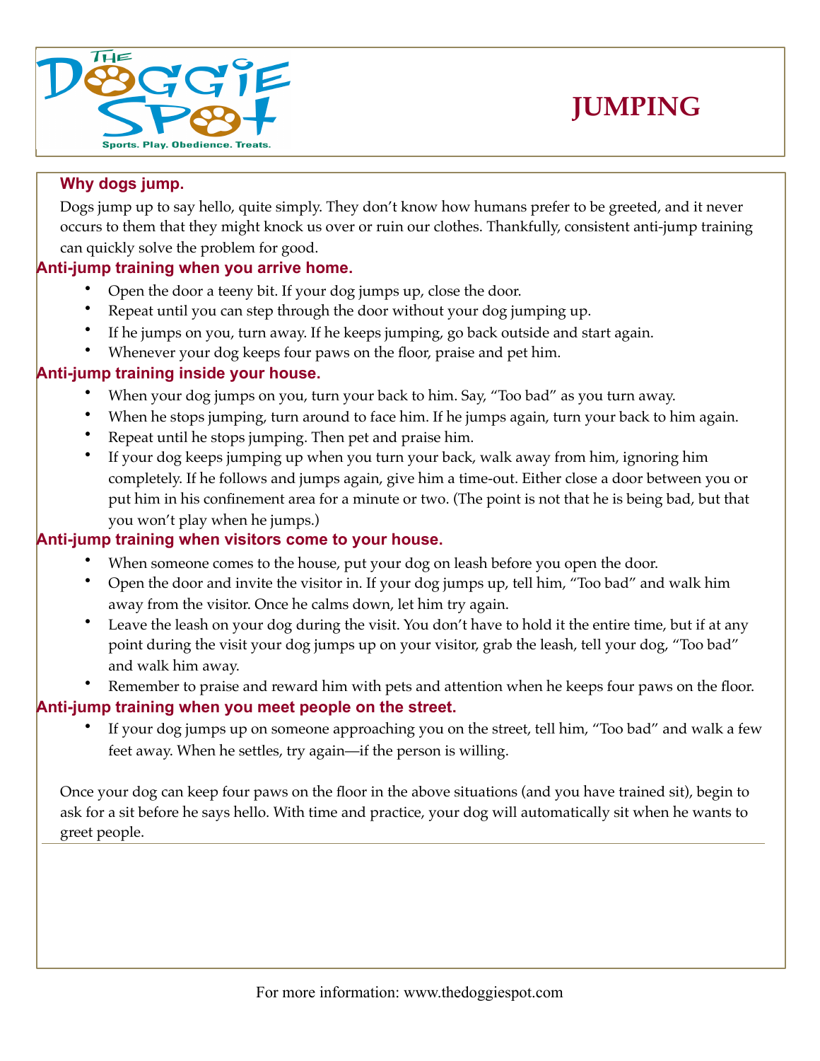# JUMPING

## Why dogs jump.

Dogs jump up to say hello, quite simply. They don't know how humans prefer to be greeted, and it never occurs to them that they might knock us over or ruin our clothes. Thankfully, consistent anti-jump training can quickly solve the problem for good.

## Anti-jump training when you arrive home.

- Open the door a teeny bit. If your dog jumps up, close the door.
- Repeat until you can step through the door without your dog jumping up.
- If he jumps on you, turn away. If he keeps jumping, go back outside and start again.
- Whenever your dog keeps four paws on the floor, praise and pet him.

## Anti-jump training inside your house.

- When your dog jumps on you, turn your back to him. Say, "Too bad" as you turn away.
- When he stops jumping, turn around to face him. If he jumps again, turn your back to him again.
- Repeat until he stops jumping. Then pet and praise him.
- If your dog keeps jumping up when you turn your back, walk away from him, ignoring him completely. If he follows and jumps again, give him a time-out. Either close a door between you or put him in his confinement area for a minute or two. (The point is not that he is being bad, but that you won't play when he jumps.)

## Anti-jump training when visitors come to your house.

- When someone comes to the house, put your dog on leash before you open the door.
- Open the door and invite the visitor in. If your dog jumps up, tell him, "Too bad" and walk him away from the visitor. Once he calms down, let him try again.
- Leave the leash on your dog during the visit. You don't have to hold it the entire time, but if at any point during the visit your dog jumps up on your visitor, grab the leash, tell your dog, "Too bad" and walk him away.
- Remember to praise and reward him with pets and attention when he keeps four paws on the floor.

## Anti-jump training when you meet people on the street.

- If your dog jumps up on someone approaching you on the street, tell him, "Too bad" and walk a few feet away. When he settles, try again—if the person is willing.

Once your dog can keep four paws on the floor in the above situations (and you have trained sit), begin to ask for a sit before he says hello. With time and practice, your dog will automatically sit when he wants to greet people.

For more information: www.thedoggiespot.com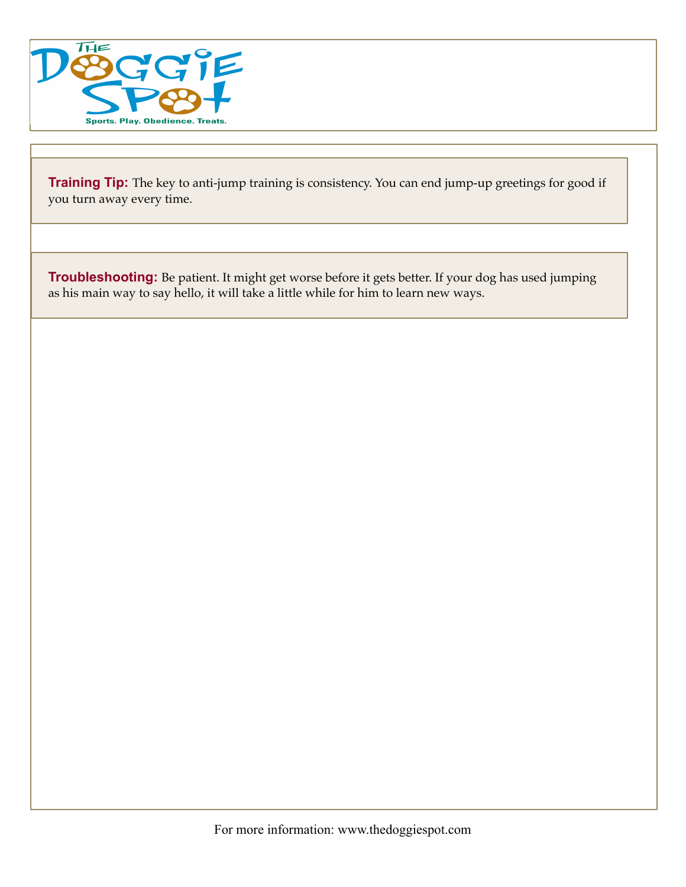**Training Tip:** The key to anti-jump training is consistency. You can end jump-up greetings for good if you turn away every time.

**Troubleshooting:** Be patient. It might get worse before it gets better. If your dog has used jumping as his main way to say hello, it will take a little while for him to learn new ways.

For more information: www.thedoggiespot.com